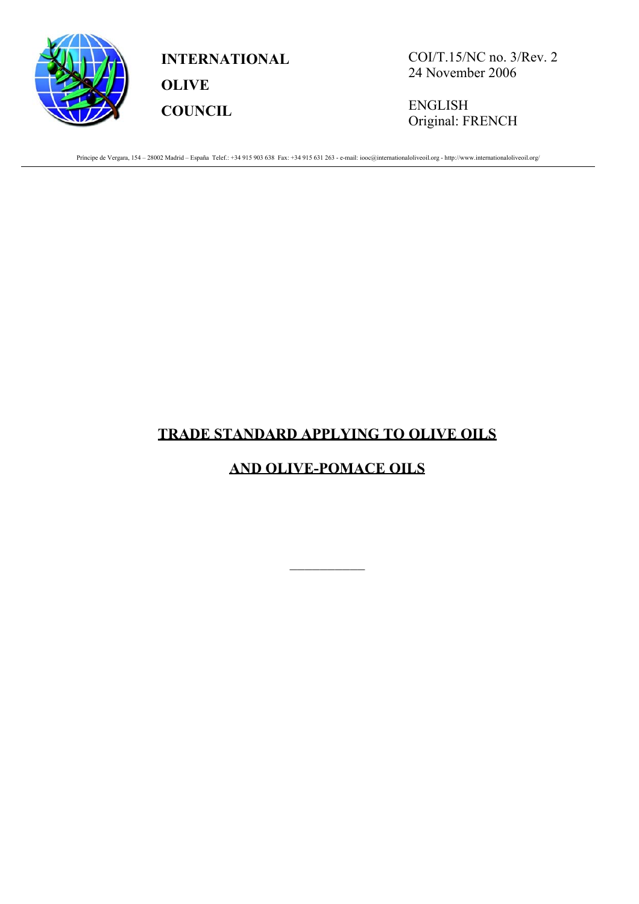**INTERNATIONAL OLIVE COUNCIL**

COI/T.15/NC no. 3/Rev. 2
24 November 2006

ENGLISH
Original: FRENCH

Príncipe de Vergara, 154 – 28002 Madrid – España Telef.: +34 915 903 638 Fax: +34 915 631 263 - e-mail: iooc@internationaloliveoil.org - http://www.internationaloliveoil.org/

# TRADE STANDARD APPLYING TO OLIVE OILS AND OLIVE-POMACE OILS

______________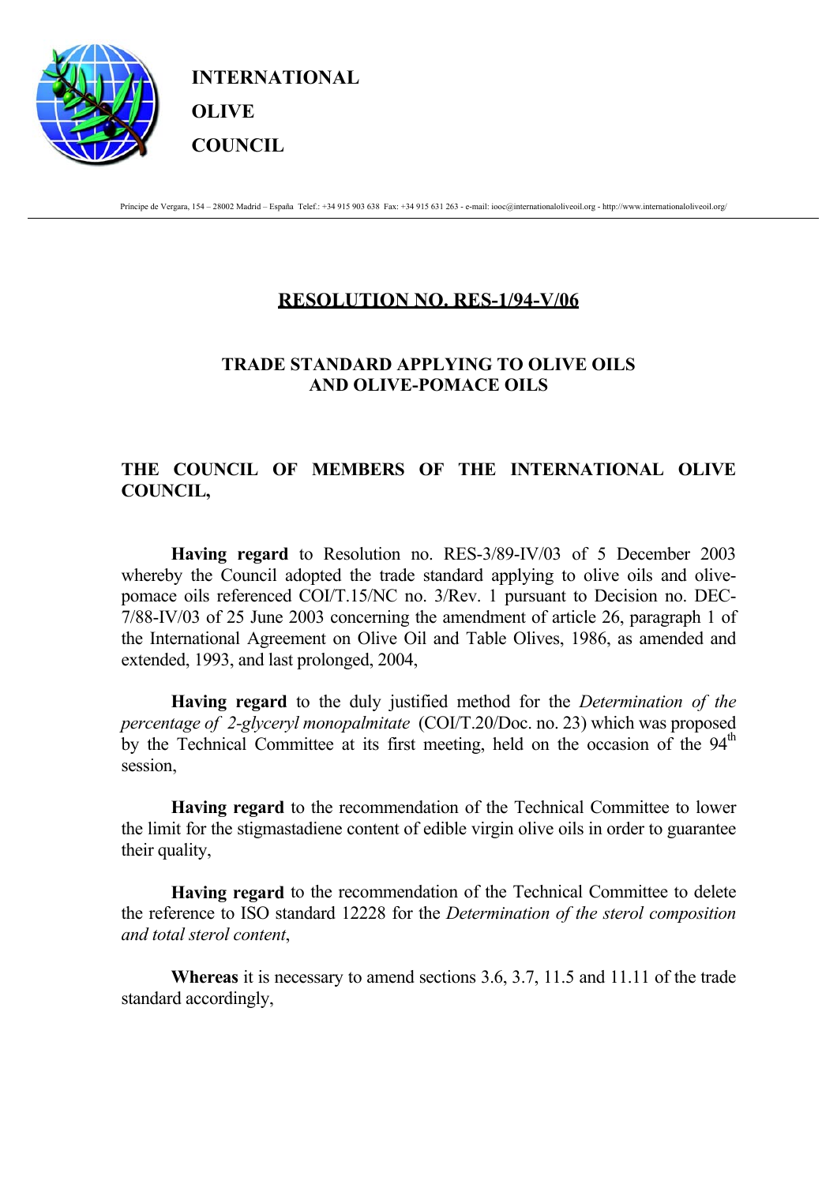**INTERNATIONAL**

**OLIVE**

**COUNCIL**

Principe de Vergara, 154 – 28002 Madrid – España Telef.: +34 915 903 638 Fax: +34 915 631 263 - e-mail: iooc@internationaloliveoil.org - http://www.internationaloliveoil.org/

# RESOLUTION NO. RES-1/94-V/06

## TRADE STANDARD APPLYING TO OLIVE OILS AND OLIVE-POMACE OILS

**THE COUNCIL OF MEMBERS OF THE INTERNATIONAL OLIVE COUNCIL,**

**Having regard** to Resolution no. RES-3/89-IV/03 of 5 December 2003 whereby the Council adopted the trade standard applying to olive oils and olive-pomace oils referenced COI/T.15/NC no. 3/Rev. 1 pursuant to Decision no. DEC-7/88-IV/03 of 25 June 2003 concerning the amendment of article 26, paragraph 1 of the International Agreement on Olive Oil and Table Olives, 1986, as amended and extended, 1993, and last prolonged, 2004,

**Having regard** to the duly justified method for the *Determination of the percentage of 2-glyceryl monopalmitate* (COI/T.20/Doc. no. 23) which was proposed by the Technical Committee at its first meeting, held on the occasion of the 94th session,

**Having regard** to the recommendation of the Technical Committee to lower the limit for the stigmastadiene content of edible virgin olive oils in order to guarantee their quality,

**Having regard** to the recommendation of the Technical Committee to delete the reference to ISO standard 12228 for the *Determination of the sterol composition and total sterol content*,

**Whereas** it is necessary to amend sections 3.6, 3.7, 11.5 and 11.11 of the trade standard accordingly,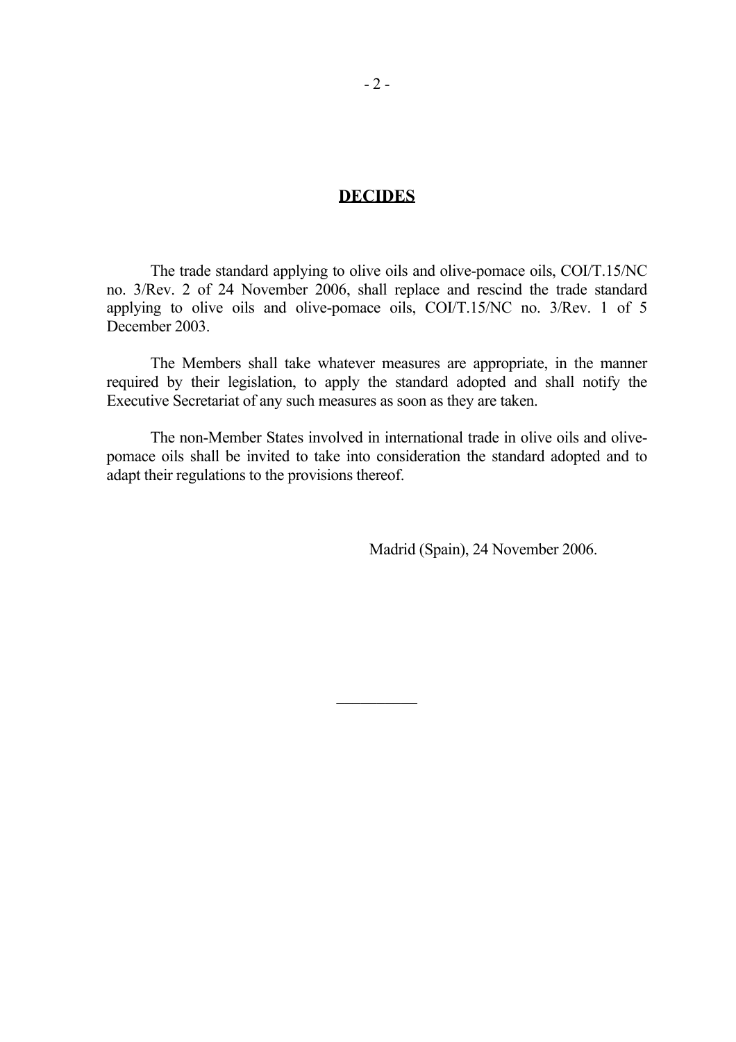## **DECIDES**

The trade standard applying to olive oils and olive-pomace oils, COI/T.15/NC no. 3/Rev. 2 of 24 November 2006, shall replace and rescind the trade standard applying to olive oils and olive-pomace oils, COI/T.15/NC no. 3/Rev. 1 of 5 December 2003.

The Members shall take whatever measures are appropriate, in the manner required by their legislation, to apply the standard adopted and shall notify the Executive Secretariat of any such measures as soon as they are taken.

The non-Member States involved in international trade in olive oils and olive-pomace oils shall be invited to take into consideration the standard adopted and to adapt their regulations to the provisions thereof.

Madrid (Spain), 24 November 2006.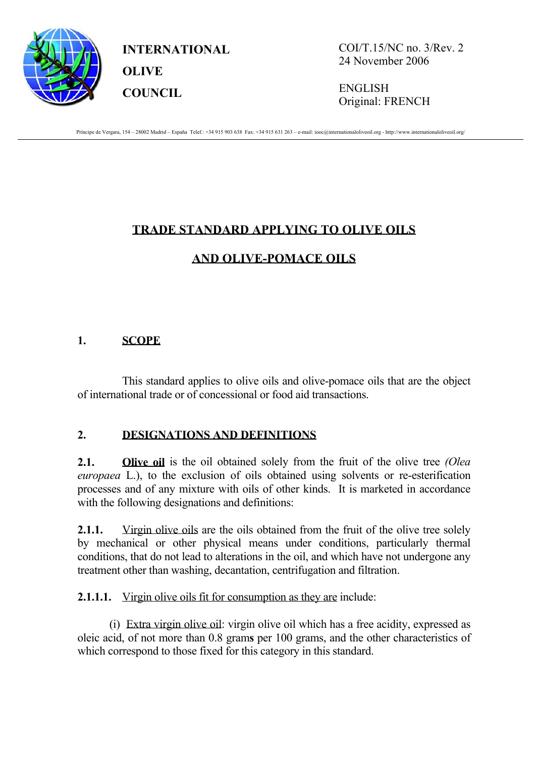**INTERNATIONAL OLIVE COUNCIL**

COI/T.15/NC no. 3/Rev. 2
24 November 2006

ENGLISH
Original: FRENCH

Principe de Vergara, 154 – 28002 Madrid – España Telef.: +34 915 903 638 Fax: +34 915 631 263 – e-mail: iooc@internationaloliveoil.org - http://www.internationaloliveoil.org/

# TRADE STANDARD APPLYING TO OLIVE OILS AND OLIVE-POMACE OILS

## 1. SCOPE

This standard applies to olive oils and olive-pomace oils that are the object of international trade or of concessional or food aid transactions.

## 2. DESIGNATIONS AND DEFINITIONS

**2.1.** **Olive oil** is the oil obtained solely from the fruit of the olive tree *(Olea europaea* L.), to the exclusion of oils obtained using solvents or re-esterification processes and of any mixture with oils of other kinds. It is marketed in accordance with the following designations and definitions:

**2.1.1.** Virgin olive oils are the oils obtained from the fruit of the olive tree solely by mechanical or other physical means under conditions, particularly thermal conditions, that do not lead to alterations in the oil, and which have not undergone any treatment other than washing, decantation, centrifugation and filtration.

**2.1.1.1.** Virgin olive oils fit for consumption as they are include:

(i) Extra virgin olive oil: virgin olive oil which has a free acidity, expressed as oleic acid, of not more than 0.8 grams per 100 grams, and the other characteristics of which correspond to those fixed for this category in this standard.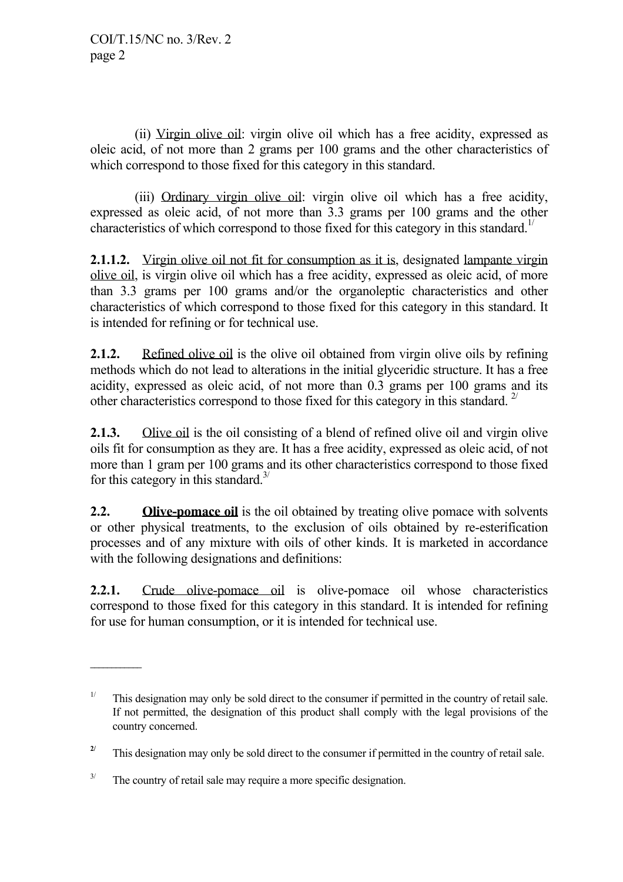(ii) Virgin olive oil: virgin olive oil which has a free acidity, expressed as oleic acid, of not more than 2 grams per 100 grams and the other characteristics of which correspond to those fixed for this category in this standard.

(iii) Ordinary virgin olive oil: virgin olive oil which has a free acidity, expressed as oleic acid, of not more than 3.3 grams per 100 grams and the other characteristics of which correspond to those fixed for this category in this standard.[1/]

**2.1.1.2.** Virgin olive oil not fit for consumption as it is, designated lampante virgin olive oil, is virgin olive oil which has a free acidity, expressed as oleic acid, of more than 3.3 grams per 100 grams and/or the organoleptic characteristics and other characteristics of which correspond to those fixed for this category in this standard. It is intended for refining or for technical use.

**2.1.2.** Refined olive oil is the olive oil obtained from virgin olive oils by refining methods which do not lead to alterations in the initial glyceridic structure. It has a free acidity, expressed as oleic acid, of not more than 0.3 grams per 100 grams and its other characteristics correspond to those fixed for this category in this standard. [2/]

**2.1.3.** Olive oil is the oil consisting of a blend of refined olive oil and virgin olive oils fit for consumption as they are. It has a free acidity, expressed as oleic acid, of not more than 1 gram per 100 grams and its other characteristics correspond to those fixed for this category in this standard.[3/]

**2.2.** **Olive-pomace oil** is the oil obtained by treating olive pomace with solvents or other physical treatments, to the exclusion of oils obtained by re-esterification processes and of any mixture with oils of other kinds. It is marketed in accordance with the following designations and definitions:

**2.2.1.** Crude olive-pomace oil is olive-pomace oil whose characteristics correspond to those fixed for this category in this standard. It is intended for refining for use for human consumption, or it is intended for technical use.

---

[1/] This designation may only be sold direct to the consumer if permitted in the country of retail sale. If not permitted, the designation of this product shall comply with the legal provisions of the country concerned.

[2/] This designation may only be sold direct to the consumer if permitted in the country of retail sale.

[3/] The country of retail sale may require a more specific designation.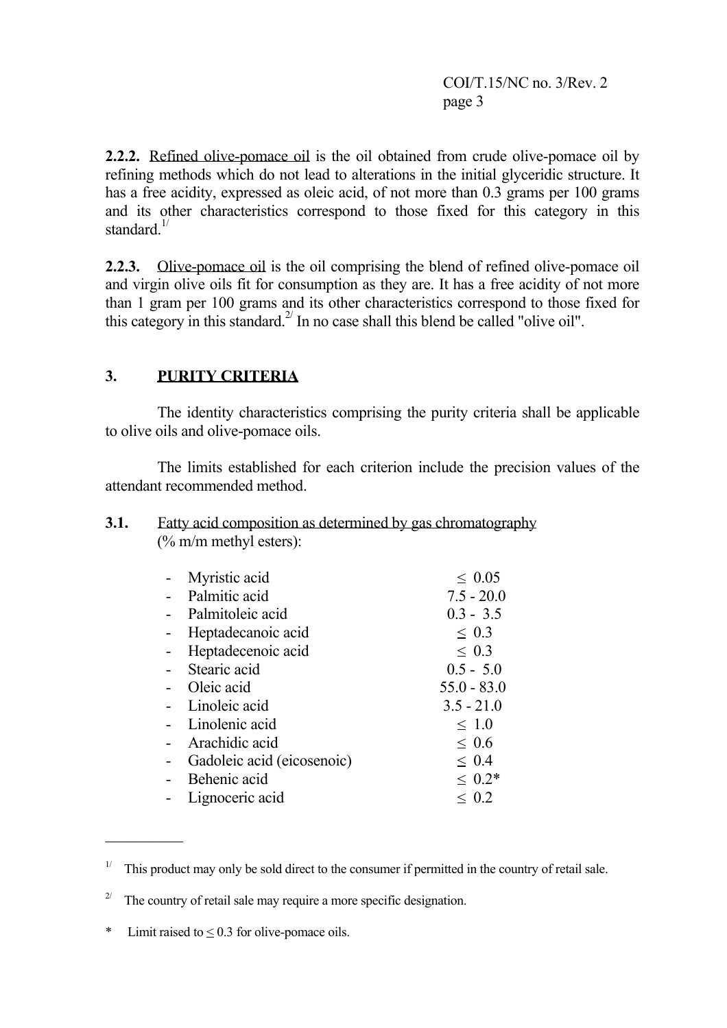**2.2.2.** Refined olive-pomace oil is the oil obtained from crude olive-pomace oil by refining methods which do not lead to alterations in the initial glyceridic structure. It has a free acidity, expressed as oleic acid, of not more than 0.3 grams per 100 grams and its other characteristics correspond to those fixed for this category in this standard.[1/]

**2.2.3.** Olive-pomace oil is the oil comprising the blend of refined olive-pomace oil and virgin olive oils fit for consumption as they are. It has a free acidity of not more than 1 gram per 100 grams and its other characteristics correspond to those fixed for this category in this standard.[2/] In no case shall this blend be called "olive oil".

## 3. PURITY CRITERIA

The identity characteristics comprising the purity criteria shall be applicable to olive oils and olive-pomace oils.

The limits established for each criterion include the precision values of the attendant recommended method.

**3.1.** Fatty acid composition as determined by gas chromatography (% m/m methyl esters):

| | |
|---|---|
| - Myristic acid | ≤ 0.05 |
| - Palmitic acid | 7.5 - 20.0 |
| - Palmitoleic acid | 0.3 - 3.5 |
| - Heptadecanoic acid | ≤ 0.3 |
| - Heptadecenoic acid | ≤ 0.3 |
| - Stearic acid | 0.5 - 5.0 |
| - Oleic acid | 55.0 - 83.0 |
| - Linoleic acid | 3.5 - 21.0 |
| - Linolenic acid | ≤ 1.0 |
| - Arachidic acid | ≤ 0.6 |
| - Gadoleic acid (eicosenoic) | ≤ 0.4 |
| - Behenic acid | ≤ 0.2* |
| - Lignoceric acid | ≤ 0.2 |

---

[1/] This product may only be sold direct to the consumer if permitted in the country of retail sale.

[2/] The country of retail sale may require a more specific designation.

* Limit raised to ≤ 0.3 for olive-pomace oils.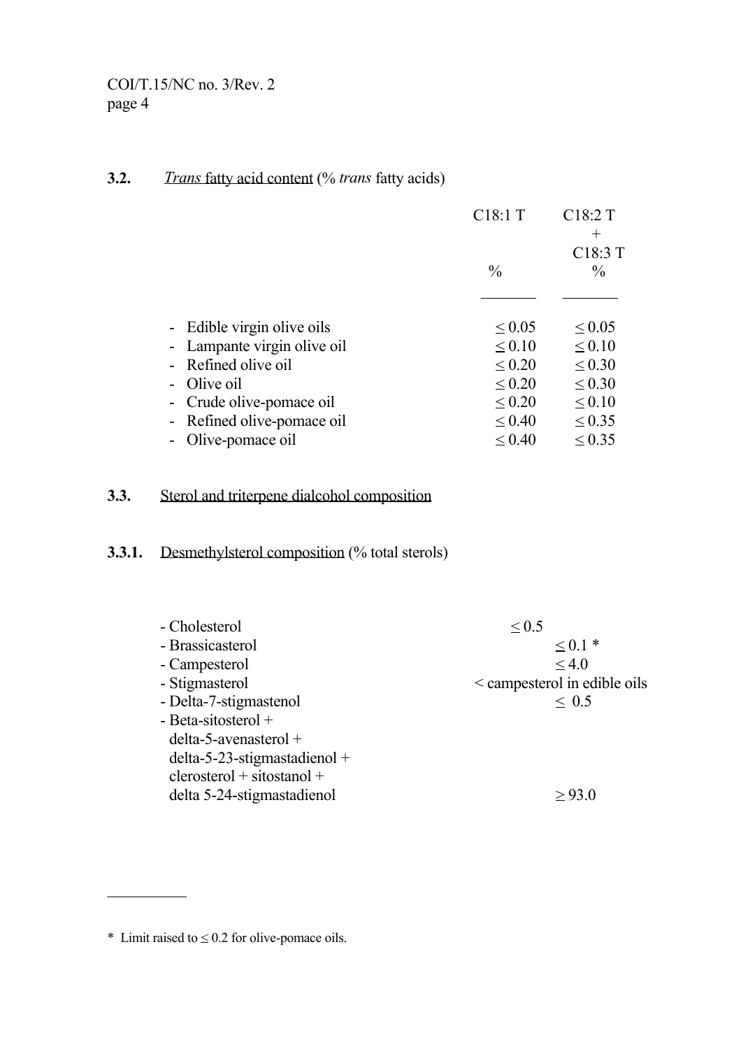### 3.2. <u>*Trans* fatty acid content</u> (% *trans* fatty acids)

| | C18:1 T % | C18:2 T + C18:3 T % |
|---|---|---|
| - Edible virgin olive oils | ≤ 0.05 | ≤ 0.05 |
| - Lampante virgin olive oil | ≤ 0.10 | ≤ 0.10 |
| - Refined olive oil | ≤ 0.20 | ≤ 0.30 |
| - Olive oil | ≤ 0.20 | ≤ 0.30 |
| - Crude olive-pomace oil | ≤ 0.20 | ≤ 0.10 |
| - Refined olive-pomace oil | ≤ 0.40 | ≤ 0.35 |
| - Olive-pomace oil | ≤ 0.40 | ≤ 0.35 |

### 3.3. <u>Sterol and triterpene dialcohol composition</u>

#### 3.3.1. <u>Desmethylsterol composition</u> (% total sterols)

| | |
|---|---|
| - Cholesterol | ≤ 0.5 |
| - Brassicasterol | ≤ 0.1 * |
| - Campesterol | ≤ 4.0 |
| - Stigmasterol | < campesterol in edible oils |
| - Delta-7-stigmastenol | ≤ 0.5 |
| - Beta-sitosterol + delta-5-avenasterol + delta-5-23-stigmastadienol + clerosterol + sitostanol + delta 5-24-stigmastadienol | ≥ 93.0 |

---

* Limit raised to ≤ 0.2 for olive-pomace oils.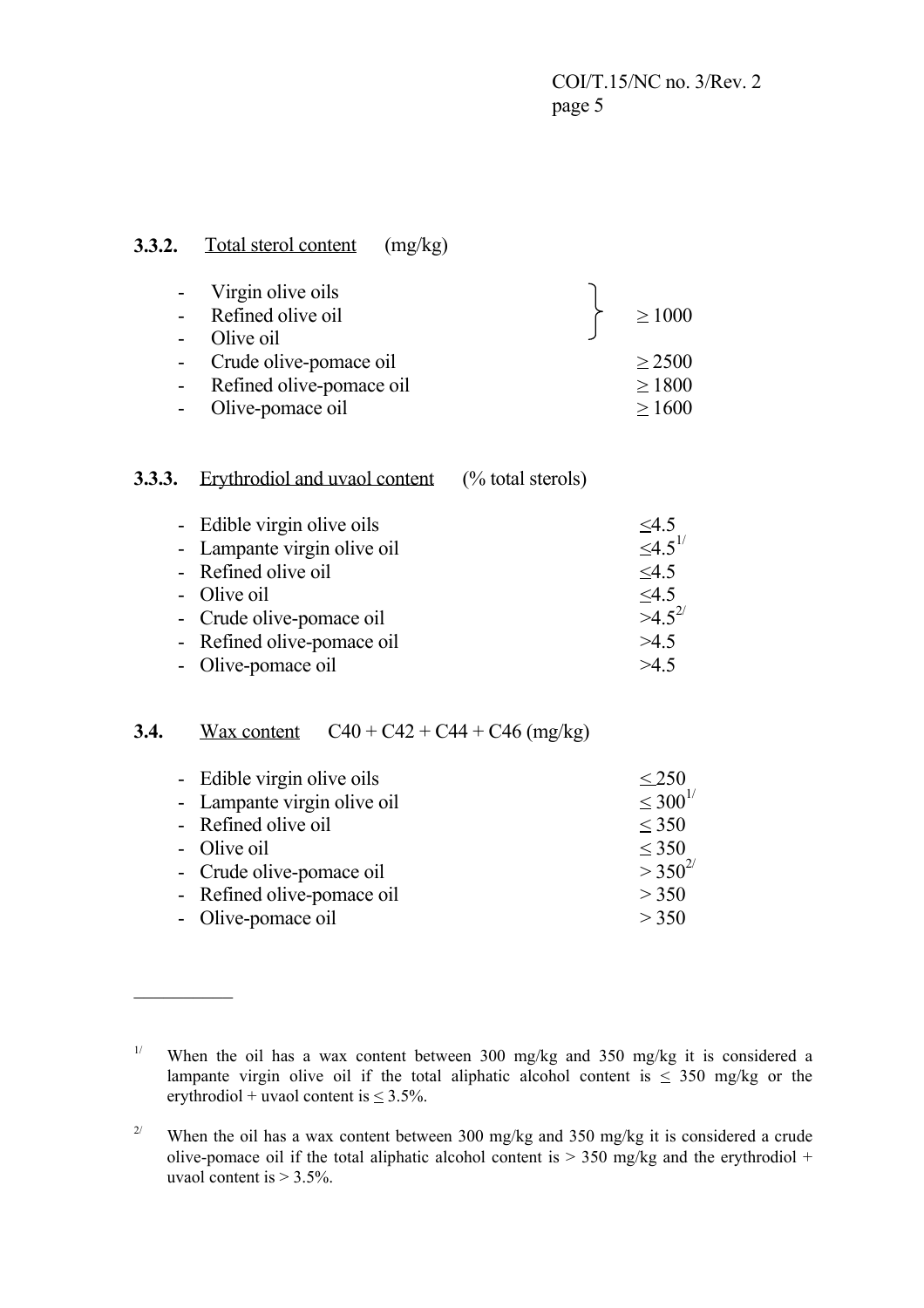**3.3.2.** Total sterol content (mg/kg)

| | |
|---|---|
| - Virgin olive oils | ≥ 1000 |
| - Refined olive oil | ≥ 1000 |
| - Olive oil | ≥ 1000 |
| - Crude olive-pomace oil | ≥ 2500 |
| - Refined olive-pomace oil | ≥ 1800 |
| - Olive-pomace oil | ≥ 1600 |

**3.3.3.** Erythrodiol and uvaol content (% total sterols)

| | |
|---|---|
| - Edible virgin olive oils | ≤4.5 |
| - Lampante virgin olive oil | ≤4.5 [1/] |
| - Refined olive oil | ≤4.5 |
| - Olive oil | ≤4.5 |
| - Crude olive-pomace oil | >4.5 [2/] |
| - Refined olive-pomace oil | >4.5 |
| - Olive-pomace oil | >4.5 |

**3.4.** Wax content C40 + C42 + C44 + C46 (mg/kg)

| | |
|---|---|
| - Edible virgin olive oils | ≤ 250 |
| - Lampante virgin olive oil | ≤ 300 [1/] |
| - Refined olive oil | ≤ 350 |
| - Olive oil | ≤ 350 |
| - Crude olive-pomace oil | > 350 [2/] |
| - Refined olive-pomace oil | > 350 |
| - Olive-pomace oil | > 350 |

---

[1/] When the oil has a wax content between 300 mg/kg and 350 mg/kg it is considered a lampante virgin olive oil if the total aliphatic alcohol content is ≤ 350 mg/kg or the erythrodiol + uvaol content is ≤ 3.5%.

[2/] When the oil has a wax content between 300 mg/kg and 350 mg/kg it is considered a crude olive-pomace oil if the total aliphatic alcohol content is > 350 mg/kg and the erythrodiol + uvaol content is > 3.5%.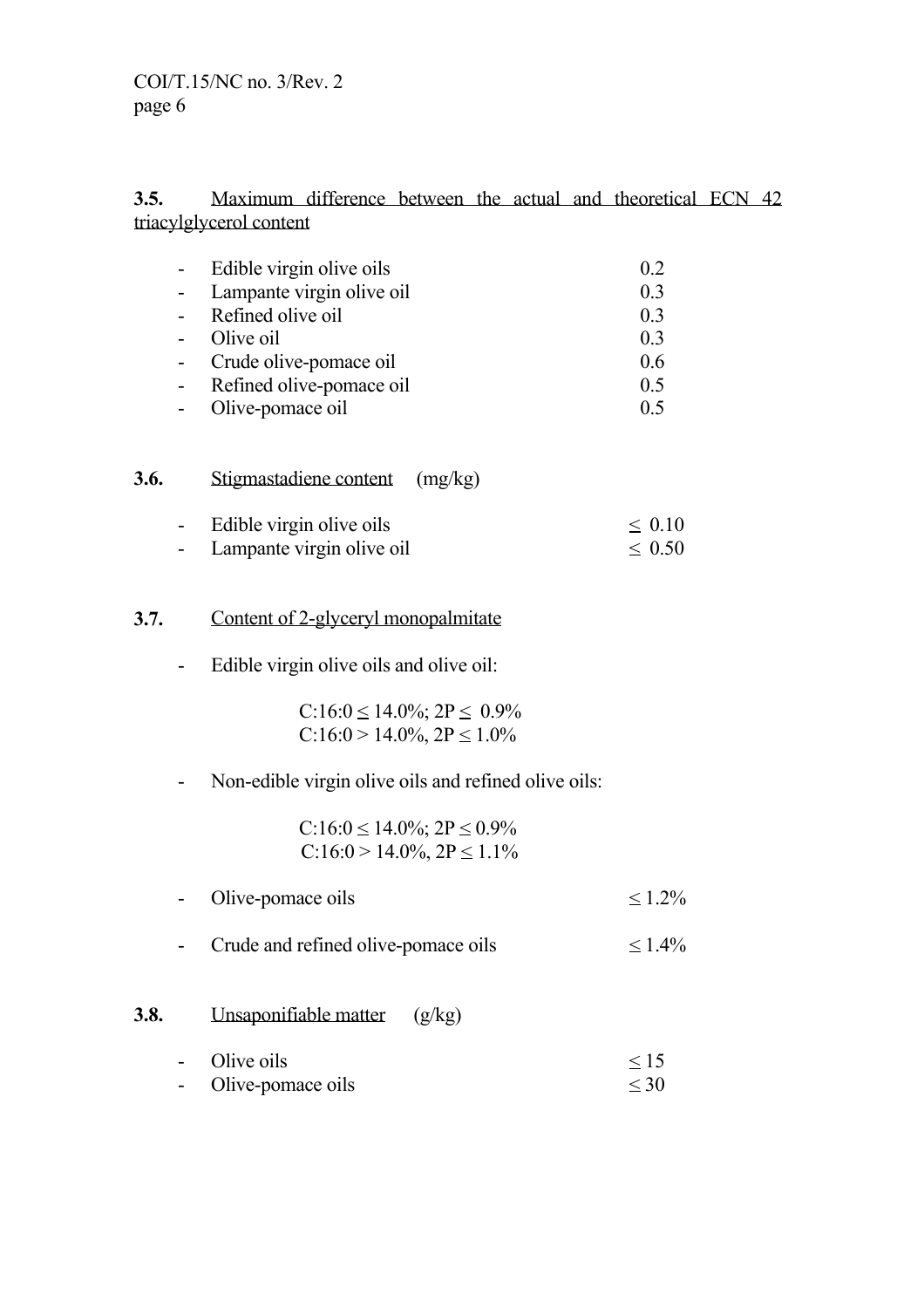**3.5.** Maximum difference between the actual and theoretical ECN 42 triacylglycerol content

| | |
|---|---|
| - Edible virgin olive oils | 0.2 |
| - Lampante virgin olive oil | 0.3 |
| - Refined olive oil | 0.3 |
| - Olive oil | 0.3 |
| - Crude olive-pomace oil | 0.6 |
| - Refined olive-pomace oil | 0.5 |
| - Olive-pomace oil | 0.5 |

**3.6.** Stigmastadiene content (mg/kg)

| | |
|---|---|
| - Edible virgin olive oils | ≤ 0.10 |
| - Lampante virgin olive oil | ≤ 0.50 |

**3.7.** Content of 2-glyceryl monopalmitate

- Edible virgin olive oils and olive oil:

  C:16:0 ≤ 14.0%; 2P ≤ 0.9%
  C:16:0 > 14.0%, 2P ≤ 1.0%

- Non-edible virgin olive oils and refined olive oils:

  C:16:0 ≤ 14.0%; 2P ≤ 0.9%
  C:16:0 > 14.0%, 2P ≤ 1.1%

| | |
|---|---|
| - Olive-pomace oils | ≤ 1.2% |
| - Crude and refined olive-pomace oils | ≤ 1.4% |

**3.8.** Unsaponifiable matter (g/kg)

| | |
|---|---|
| - Olive oils | ≤ 15 |
| - Olive-pomace oils | ≤ 30 |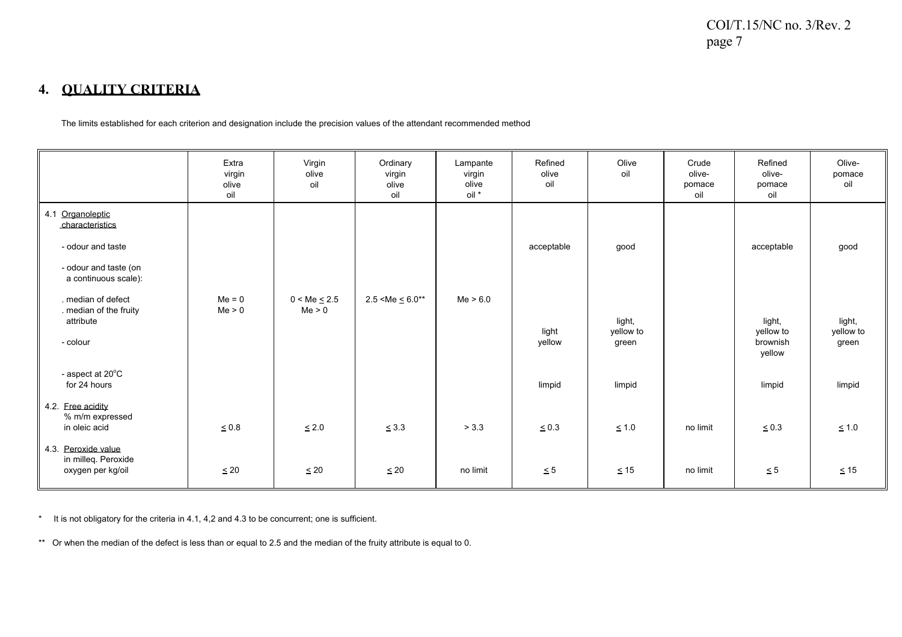# 4. QUALITY CRITERIA

The limits established for each criterion and designation include the precision values of the attendant recommended method

| | Extra virgin olive oil | Virgin olive oil | Ordinary virgin olive oil | Lampante virgin olive oil * | Refined olive oil | Olive oil | Crude olive-pomace oil | Refined olive-pomace oil | Olive-pomace oil |
|---|---|---|---|---|---|---|---|---|---|
| 4.1 Organoleptic characteristics | | | | | | | | | |
| - odour and taste | | | | | acceptable | good | | acceptable | good |
| - odour and taste (on a continuous scale): | | | | | | | | | |
| . median of defect | Me = 0 | 0 < Me ≤ 2.5 | 2.5 <Me ≤ 6.0** | Me > 6.0 | | | | | |
| . median of the fruity attribute | Me > 0 | Me > 0 | | | | | | | |
| - colour | | | | | light yellow | light, yellow to green | | light, yellow to brownish yellow | light, yellow to green |
| - aspect at 20°C for 24 hours | | | | | limpid | limpid | | limpid | limpid |
| 4.2. Free acidity % m/m expressed in oleic acid | ≤ 0.8 | ≤ 2.0 | ≤ 3.3 | > 3.3 | ≤ 0.3 | ≤ 1.0 | no limit | ≤ 0.3 | ≤ 1.0 |
| 4.3. Peroxide value in milleq. Peroxide oxygen per kg/oil | ≤ 20 | ≤ 20 | ≤ 20 | no limit | ≤ 5 | ≤ 15 | no limit | ≤ 5 | ≤ 15 |

\* It is not obligatory for the criteria in 4.1, 4,2 and 4.3 to be concurrent; one is sufficient.

\** Or when the median of the defect is less than or equal to 2.5 and the median of the fruity attribute is equal to 0.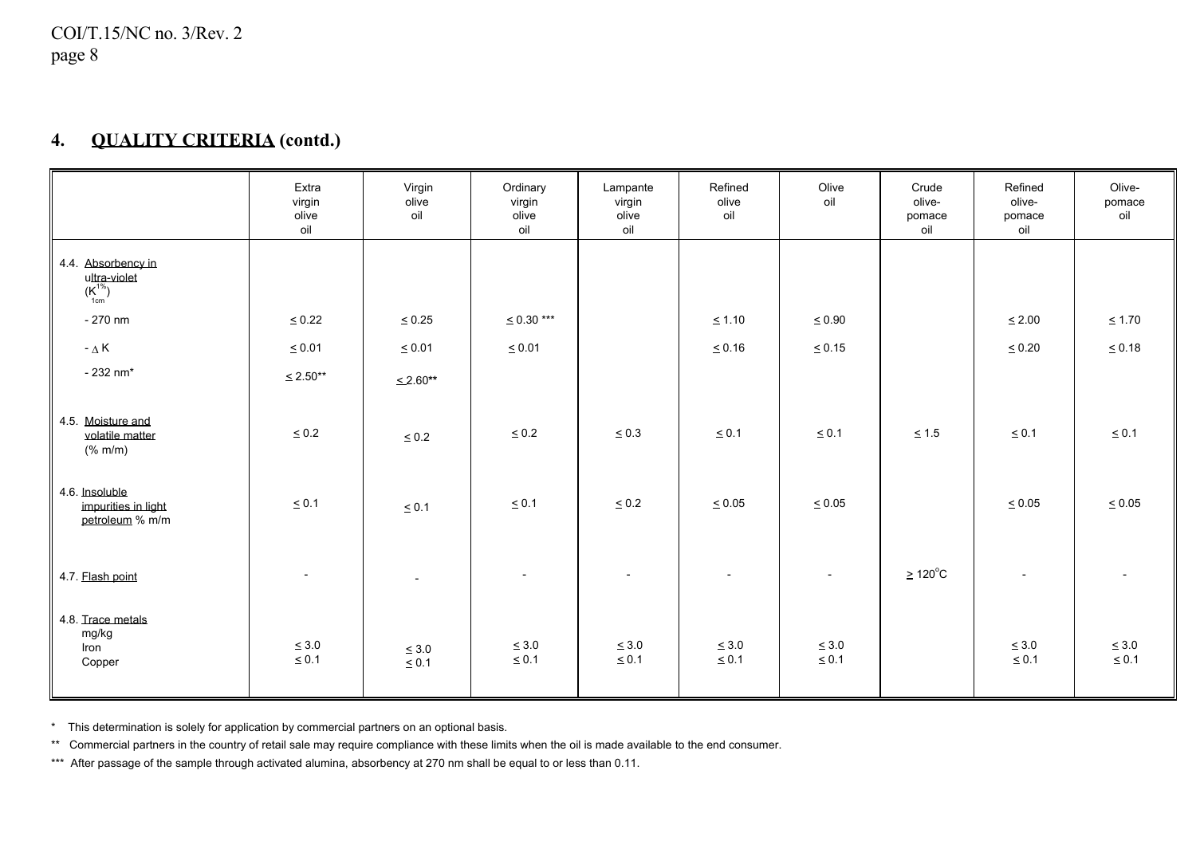## 4. QUALITY CRITERIA (contd.)

| | Extra virgin olive oil | Virgin olive oil | Ordinary virgin olive oil | Lampante virgin olive oil | Refined olive oil | Olive oil | Crude olive-pomace oil | Refined olive-pomace oil | Olive-pomace oil |
|---|---|---|---|---|---|---|---|---|---|
| 4.4. Absorbency in ultra-violet ($K^{1\%}_{1cm}$) | | | | | | | | | |
| - 270 nm | ≤ 0.22 | ≤ 0.25 | ≤ 0.30 *** | | ≤ 1.10 | ≤ 0.90 | | ≤ 2.00 | ≤ 1.70 |
| - Δ K | ≤ 0.01 | ≤ 0.01 | ≤ 0.01 | | ≤ 0.16 | ≤ 0.15 | | ≤ 0.20 | ≤ 0.18 |
| - 232 nm* | ≤ 2.50** | ≤ 2.60** | | | | | | | |
| 4.5. Moisture and volatile matter (% m/m) | ≤ 0.2 | ≤ 0.2 | ≤ 0.2 | ≤ 0.3 | ≤ 0.1 | ≤ 0.1 | ≤ 1.5 | ≤ 0.1 | ≤ 0.1 |
| 4.6. Insoluble impurities in light petroleum % m/m | ≤ 0.1 | ≤ 0.1 | ≤ 0.1 | ≤ 0.2 | ≤ 0.05 | ≤ 0.05 | | ≤ 0.05 | ≤ 0.05 |
| 4.7. Flash point | - | - | - | - | - | - | ≥ 120°C | - | - |
| 4.8. Trace metals mg/kg | | | | | | | | | |
| Iron | ≤ 3.0 | ≤ 3.0 | ≤ 3.0 | ≤ 3.0 | ≤ 3.0 | ≤ 3.0 | | ≤ 3.0 | ≤ 3.0 |
| Copper | ≤ 0.1 | ≤ 0.1 | ≤ 0.1 | ≤ 0.1 | ≤ 0.1 | ≤ 0.1 | | ≤ 0.1 | ≤ 0.1 |

\* This determination is solely for application by commercial partners on an optional basis.

** Commercial partners in the country of retail sale may require compliance with these limits when the oil is made available to the end consumer.

*** After passage of the sample through activated alumina, absorbency at 270 nm shall be equal to or less than 0.11.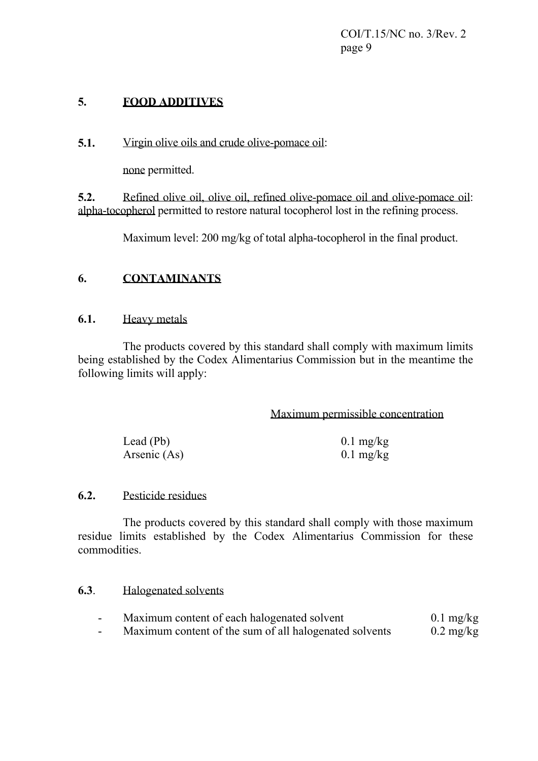## 5. FOOD ADDITIVES

**5.1.** Virgin olive oils and crude olive-pomace oil:

none permitted.

**5.2.** Refined olive oil, olive oil, refined olive-pomace oil and olive-pomace oil: alpha-tocopherol permitted to restore natural tocopherol lost in the refining process.

Maximum level: 200 mg/kg of total alpha-tocopherol in the final product.

## 6. CONTAMINANTS

**6.1.** Heavy metals

The products covered by this standard shall comply with maximum limits being established by the Codex Alimentarius Commission but in the meantime the following limits will apply:

| | Maximum permissible concentration |
|---|---|
| Lead (Pb) | 0.1 mg/kg |
| Arsenic (As) | 0.1 mg/kg |

**6.2.** Pesticide residues

The products covered by this standard shall comply with those maximum residue limits established by the Codex Alimentarius Commission for these commodities.

**6.3**. Halogenated solvents

- Maximum content of each halogenated solvent 0.1 mg/kg
- Maximum content of the sum of all halogenated solvents 0.2 mg/kg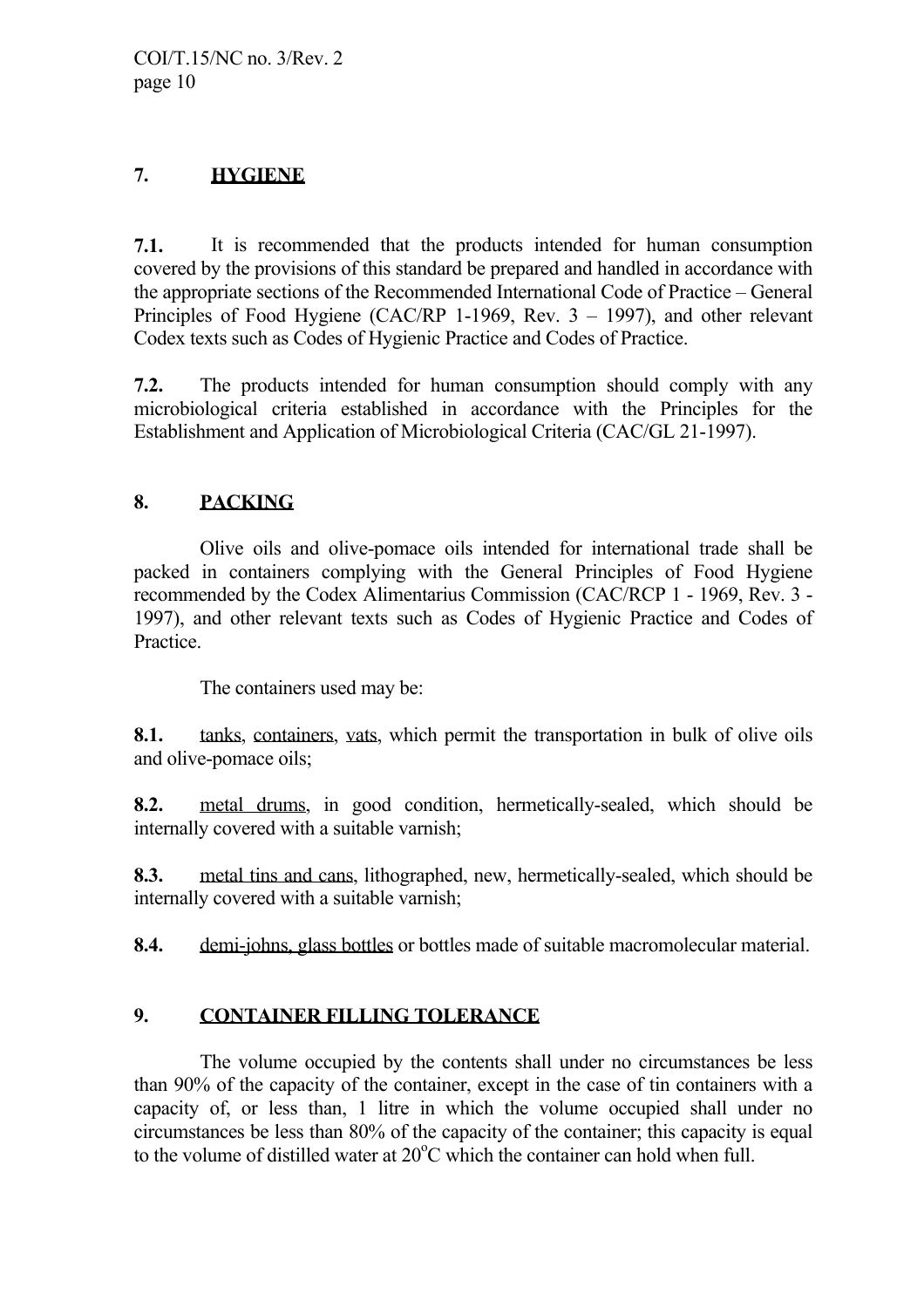## 7. HYGIENE

**7.1.** It is recommended that the products intended for human consumption covered by the provisions of this standard be prepared and handled in accordance with the appropriate sections of the Recommended International Code of Practice – General Principles of Food Hygiene (CAC/RP 1-1969, Rev. 3 – 1997), and other relevant Codex texts such as Codes of Hygienic Practice and Codes of Practice.

**7.2.** The products intended for human consumption should comply with any microbiological criteria established in accordance with the Principles for the Establishment and Application of Microbiological Criteria (CAC/GL 21-1997).

## 8. PACKING

Olive oils and olive-pomace oils intended for international trade shall be packed in containers complying with the General Principles of Food Hygiene recommended by the Codex Alimentarius Commission (CAC/RCP 1 - 1969, Rev. 3 - 1997), and other relevant texts such as Codes of Hygienic Practice and Codes of Practice.

The containers used may be:

**8.1.** tanks, containers, vats, which permit the transportation in bulk of olive oils and olive-pomace oils;

**8.2.** metal drums, in good condition, hermetically-sealed, which should be internally covered with a suitable varnish;

**8.3.** metal tins and cans, lithographed, new, hermetically-sealed, which should be internally covered with a suitable varnish;

**8.4.** demi-johns, glass bottles or bottles made of suitable macromolecular material.

## 9. CONTAINER FILLING TOLERANCE

The volume occupied by the contents shall under no circumstances be less than 90% of the capacity of the container, except in the case of tin containers with a capacity of, or less than, 1 litre in which the volume occupied shall under no circumstances be less than 80% of the capacity of the container; this capacity is equal to the volume of distilled water at $20^{o}$C which the container can hold when full.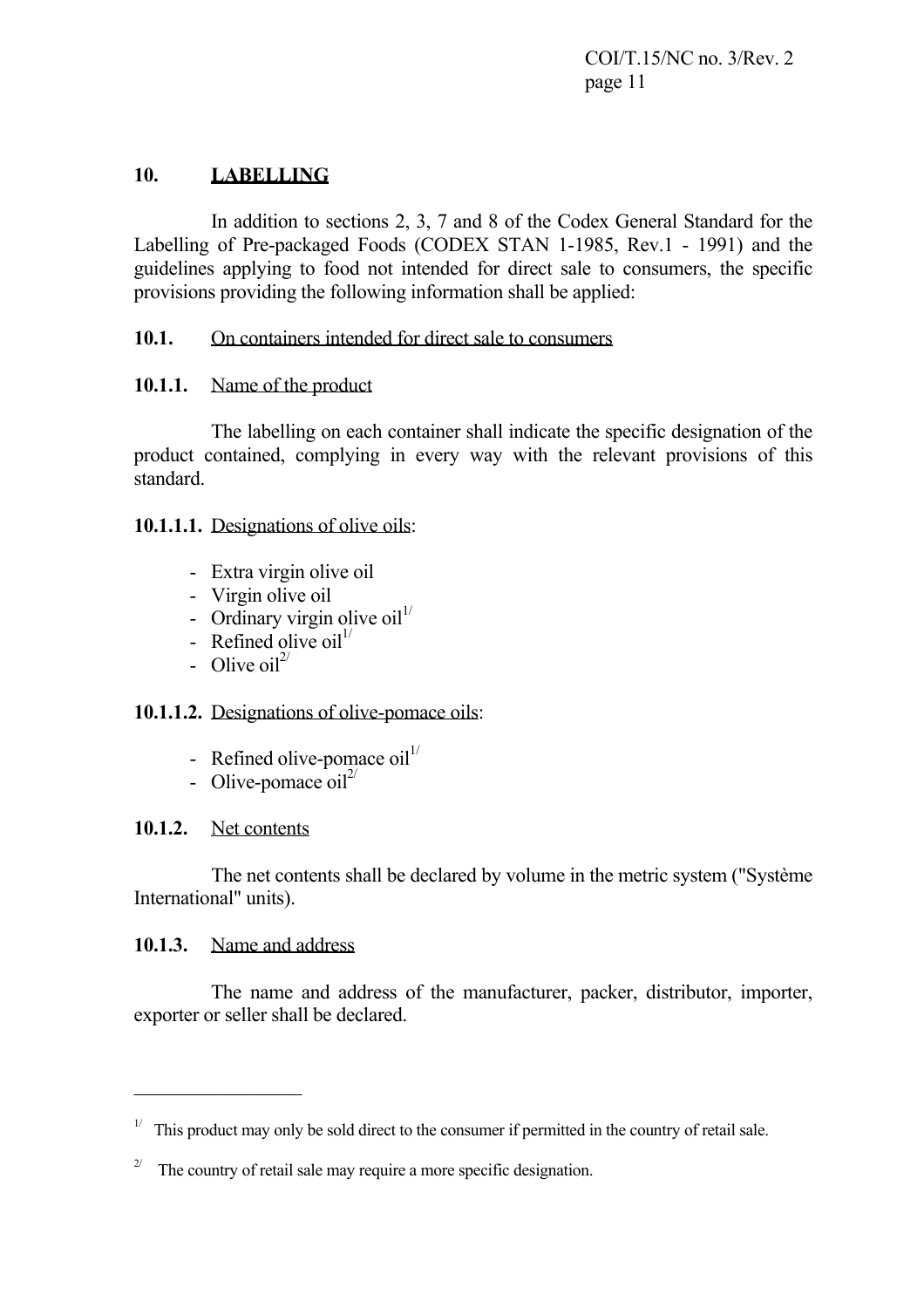## 10. LABELLING

In addition to sections 2, 3, 7 and 8 of the Codex General Standard for the Labelling of Pre-packaged Foods (CODEX STAN 1-1985, Rev.1 - 1991) and the guidelines applying to food not intended for direct sale to consumers, the specific provisions providing the following information shall be applied:

### 10.1. On containers intended for direct sale to consumers

#### 10.1.1. Name of the product

The labelling on each container shall indicate the specific designation of the product contained, complying in every way with the relevant provisions of this standard.

**10.1.1.1.** Designations of olive oils:

- Extra virgin olive oil
- Virgin olive oil
- Ordinary virgin olive oil[1/]
- Refined olive oil[1/]
- Olive oil[2/]

**10.1.1.2.** Designations of olive-pomace oils:

- Refined olive-pomace oil[1/]
- Olive-pomace oil[2/]

#### 10.1.2. Net contents

The net contents shall be declared by volume in the metric system ("Système International" units).

#### 10.1.3. Name and address

The name and address of the manufacturer, packer, distributor, importer, exporter or seller shall be declared.

---

[1/] This product may only be sold direct to the consumer if permitted in the country of retail sale.

[2/] The country of retail sale may require a more specific designation.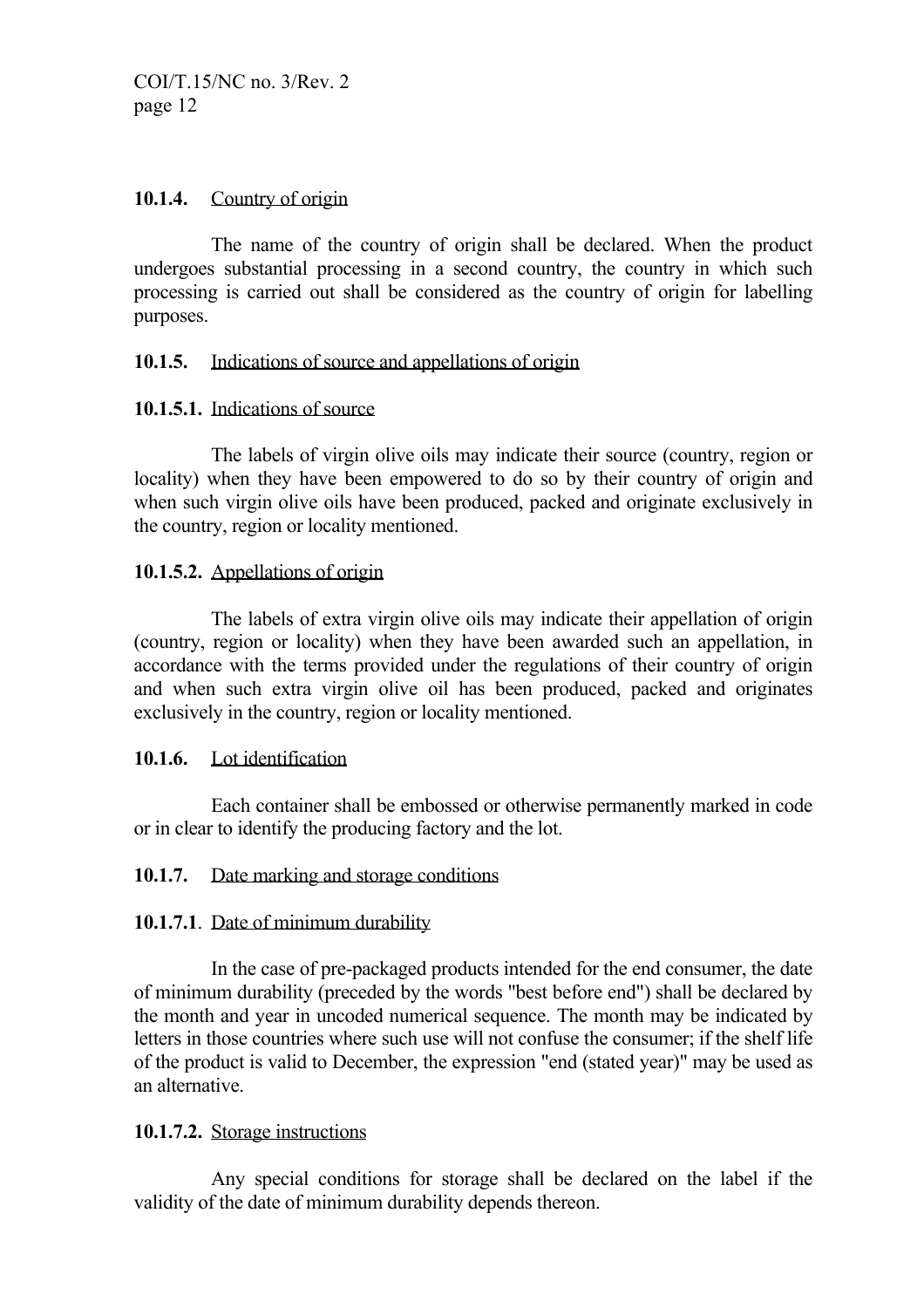**10.1.4.** Country of origin

The name of the country of origin shall be declared. When the product undergoes substantial processing in a second country, the country in which such processing is carried out shall be considered as the country of origin for labelling purposes.

**10.1.5.** Indications of source and appellations of origin

**10.1.5.1.** Indications of source

The labels of virgin olive oils may indicate their source (country, region or locality) when they have been empowered to do so by their country of origin and when such virgin olive oils have been produced, packed and originate exclusively in the country, region or locality mentioned.

**10.1.5.2.** Appellations of origin

The labels of extra virgin olive oils may indicate their appellation of origin (country, region or locality) when they have been awarded such an appellation, in accordance with the terms provided under the regulations of their country of origin and when such extra virgin olive oil has been produced, packed and originates exclusively in the country, region or locality mentioned.

**10.1.6.** Lot identification

Each container shall be embossed or otherwise permanently marked in code or in clear to identify the producing factory and the lot.

**10.1.7.** Date marking and storage conditions

**10.1.7.1**. Date of minimum durability

In the case of pre-packaged products intended for the end consumer, the date of minimum durability (preceded by the words "best before end") shall be declared by the month and year in uncoded numerical sequence. The month may be indicated by letters in those countries where such use will not confuse the consumer; if the shelf life of the product is valid to December, the expression "end (stated year)" may be used as an alternative.

**10.1.7.2.** Storage instructions

Any special conditions for storage shall be declared on the label if the validity of the date of minimum durability depends thereon.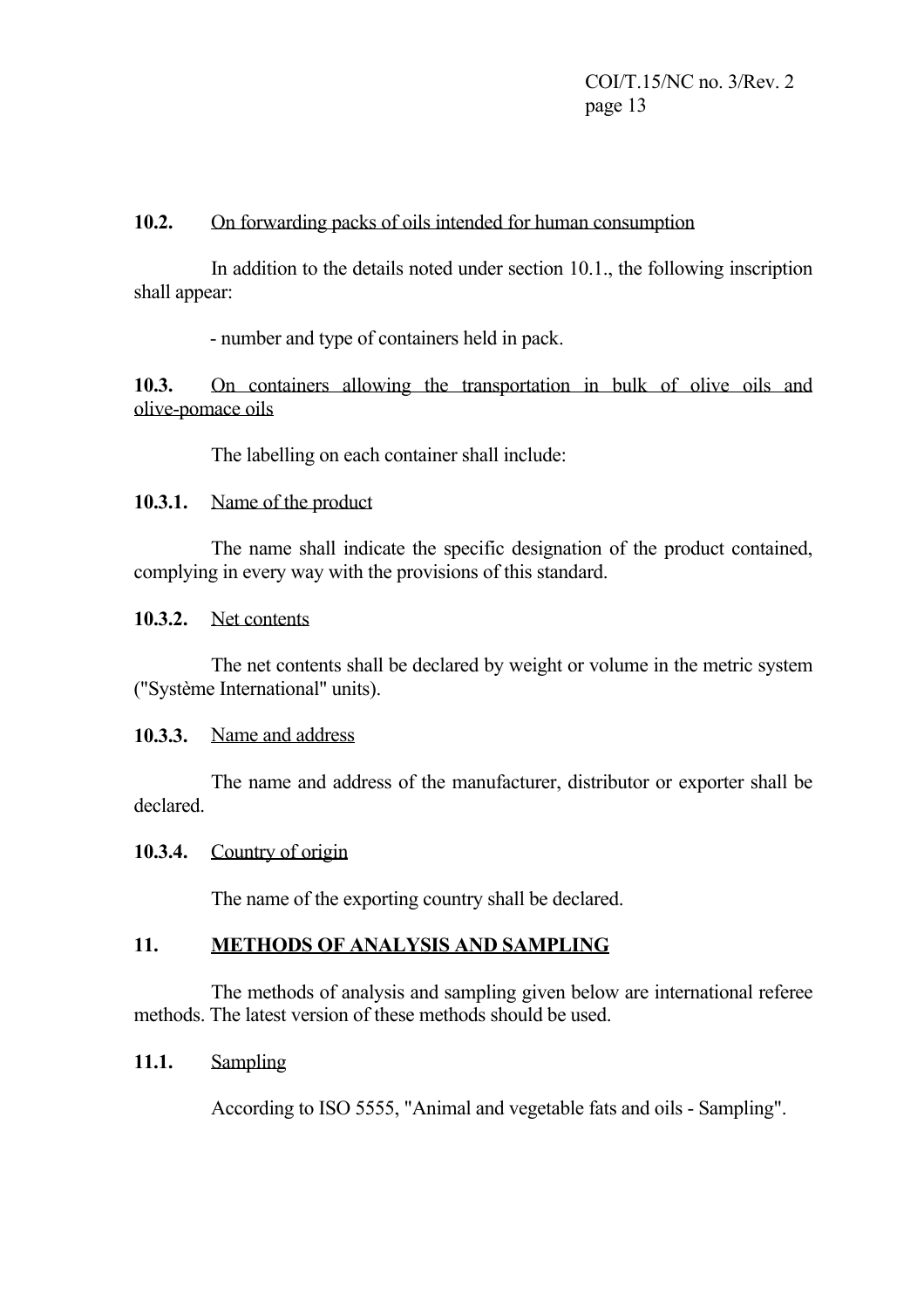**10.2.** On forwarding packs of oils intended for human consumption

In addition to the details noted under section 10.1., the following inscription shall appear:

- number and type of containers held in pack.

**10.3.** On containers allowing the transportation in bulk of olive oils and olive-pomace oils

The labelling on each container shall include:

**10.3.1.** Name of the product

The name shall indicate the specific designation of the product contained, complying in every way with the provisions of this standard.

**10.3.2.** Net contents

The net contents shall be declared by weight or volume in the metric system ("Système International" units).

**10.3.3.** Name and address

The name and address of the manufacturer, distributor or exporter shall be declared.

**10.3.4.** Country of origin

The name of the exporting country shall be declared.

## 11. METHODS OF ANALYSIS AND SAMPLING

The methods of analysis and sampling given below are international referee methods. The latest version of these methods should be used.

**11.1.** Sampling

According to ISO 5555, "Animal and vegetable fats and oils - Sampling".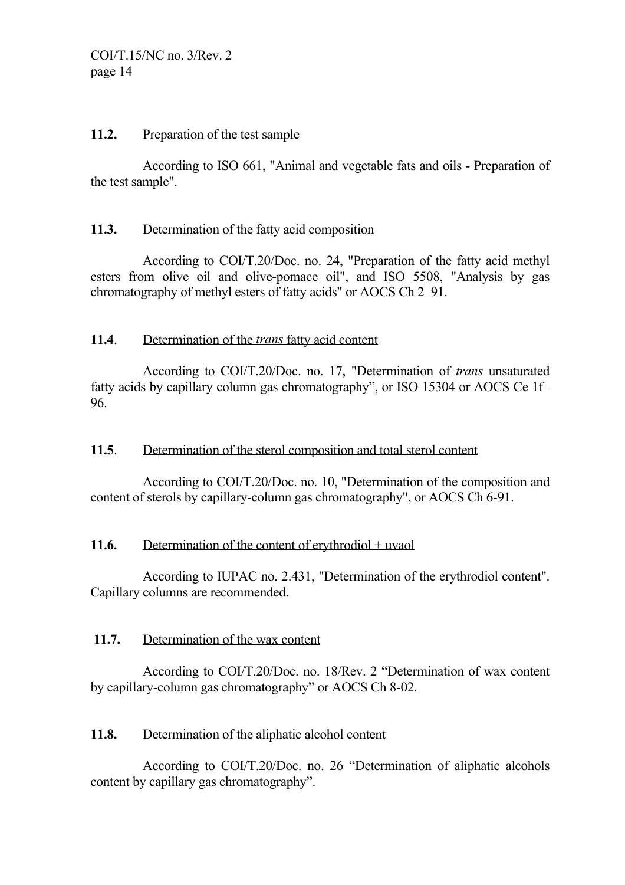### 11.2. Preparation of the test sample

According to ISO 661, "Animal and vegetable fats and oils - Preparation of the test sample".

### 11.3. Determination of the fatty acid composition

According to COI/T.20/Doc. no. 24, "Preparation of the fatty acid methyl esters from olive oil and olive-pomace oil", and ISO 5508, "Analysis by gas chromatography of methyl esters of fatty acids" or AOCS Ch 2–91.

### 11.4. Determination of the *trans* fatty acid content

According to COI/T.20/Doc. no. 17, "Determination of *trans* unsaturated fatty acids by capillary column gas chromatography", or ISO 15304 or AOCS Ce 1f–96.

### 11.5. Determination of the sterol composition and total sterol content

According to COI/T.20/Doc. no. 10, "Determination of the composition and content of sterols by capillary-column gas chromatography", or AOCS Ch 6-91.

### 11.6. Determination of the content of erythrodiol + uvaol

According to IUPAC no. 2.431, "Determination of the erythrodiol content". Capillary columns are recommended.

### 11.7. Determination of the wax content

According to COI/T.20/Doc. no. 18/Rev. 2 "Determination of wax content by capillary-column gas chromatography" or AOCS Ch 8-02.

### 11.8. Determination of the aliphatic alcohol content

According to COI/T.20/Doc. no. 26 "Determination of aliphatic alcohols content by capillary gas chromatography".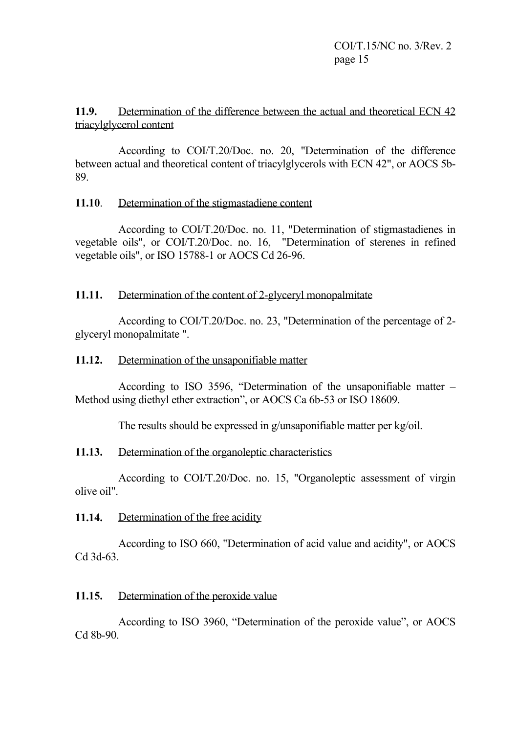**11.9.** Determination of the difference between the actual and theoretical ECN 42 triacylglycerol content

According to COI/T.20/Doc. no. 20, "Determination of the difference between actual and theoretical content of triacylglycerols with ECN 42", or AOCS 5b-89.

**11.10**. Determination of the stigmastadiene content

According to COI/T.20/Doc. no. 11, "Determination of stigmastadienes in vegetable oils", or COI/T.20/Doc. no. 16, "Determination of sterenes in refined vegetable oils", or ISO 15788-1 or AOCS Cd 26-96.

**11.11.** Determination of the content of 2-glyceryl monopalmitate

According to COI/T.20/Doc. no. 23, "Determination of the percentage of 2-glyceryl monopalmitate ".

**11.12.** Determination of the unsaponifiable matter

According to ISO 3596, "Determination of the unsaponifiable matter – Method using diethyl ether extraction", or AOCS Ca 6b-53 or ISO 18609.

The results should be expressed in g/unsaponifiable matter per kg/oil.

**11.13.** Determination of the organoleptic characteristics

According to COI/T.20/Doc. no. 15, "Organoleptic assessment of virgin olive oil".

**11.14.** Determination of the free acidity

According to ISO 660, "Determination of acid value and acidity", or AOCS Cd 3d-63.

**11.15.** Determination of the peroxide value

According to ISO 3960, "Determination of the peroxide value", or AOCS Cd 8b-90.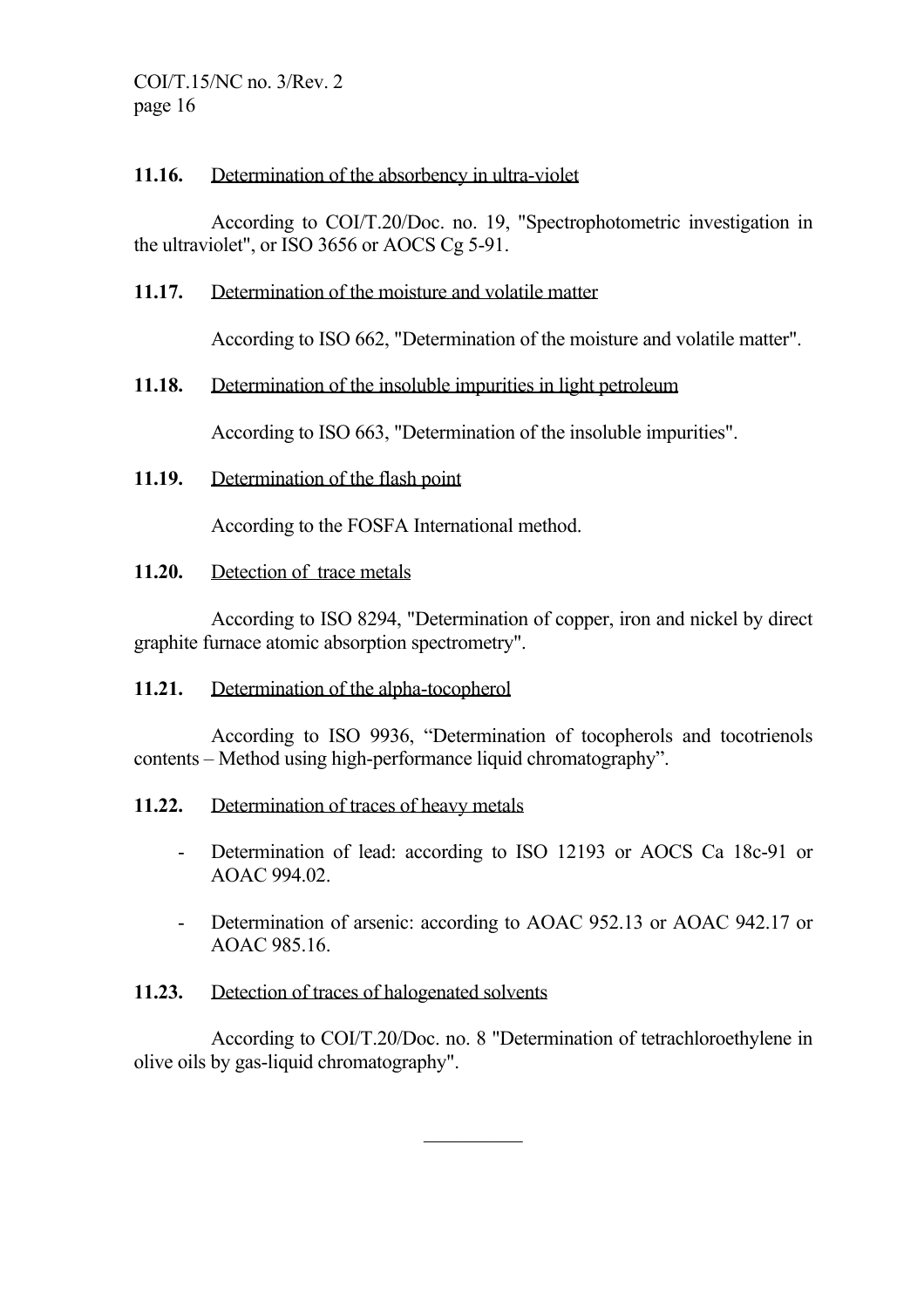**11.16.** <u>Determination of the absorbency in ultra-violet</u>

According to COI/T.20/Doc. no. 19, "Spectrophotometric investigation in the ultraviolet", or ISO 3656 or AOCS Cg 5-91.

**11.17.** <u>Determination of the moisture and volatile matter</u>

According to ISO 662, "Determination of the moisture and volatile matter".

**11.18.** <u>Determination of the insoluble impurities in light petroleum</u>

According to ISO 663, "Determination of the insoluble impurities".

**11.19.** <u>Determination of the flash point</u>

According to the FOSFA International method.

**11.20.** <u>Detection of trace metals</u>

According to ISO 8294, "Determination of copper, iron and nickel by direct graphite furnace atomic absorption spectrometry".

**11.21.** <u>Determination of the alpha-tocopherol</u>

According to ISO 9936, "Determination of tocopherols and tocotrienols contents – Method using high-performance liquid chromatography".

**11.22.** <u>Determination of traces of heavy metals</u>

- Determination of lead: according to ISO 12193 or AOCS Ca 18c-91 or AOAC 994.02.
- Determination of arsenic: according to AOAC 952.13 or AOAC 942.17 or AOAC 985.16.

**11.23.** <u>Detection of traces of halogenated solvents</u>

According to COI/T.20/Doc. no. 8 "Determination of tetrachloroethylene in olive oils by gas-liquid chromatography".

---